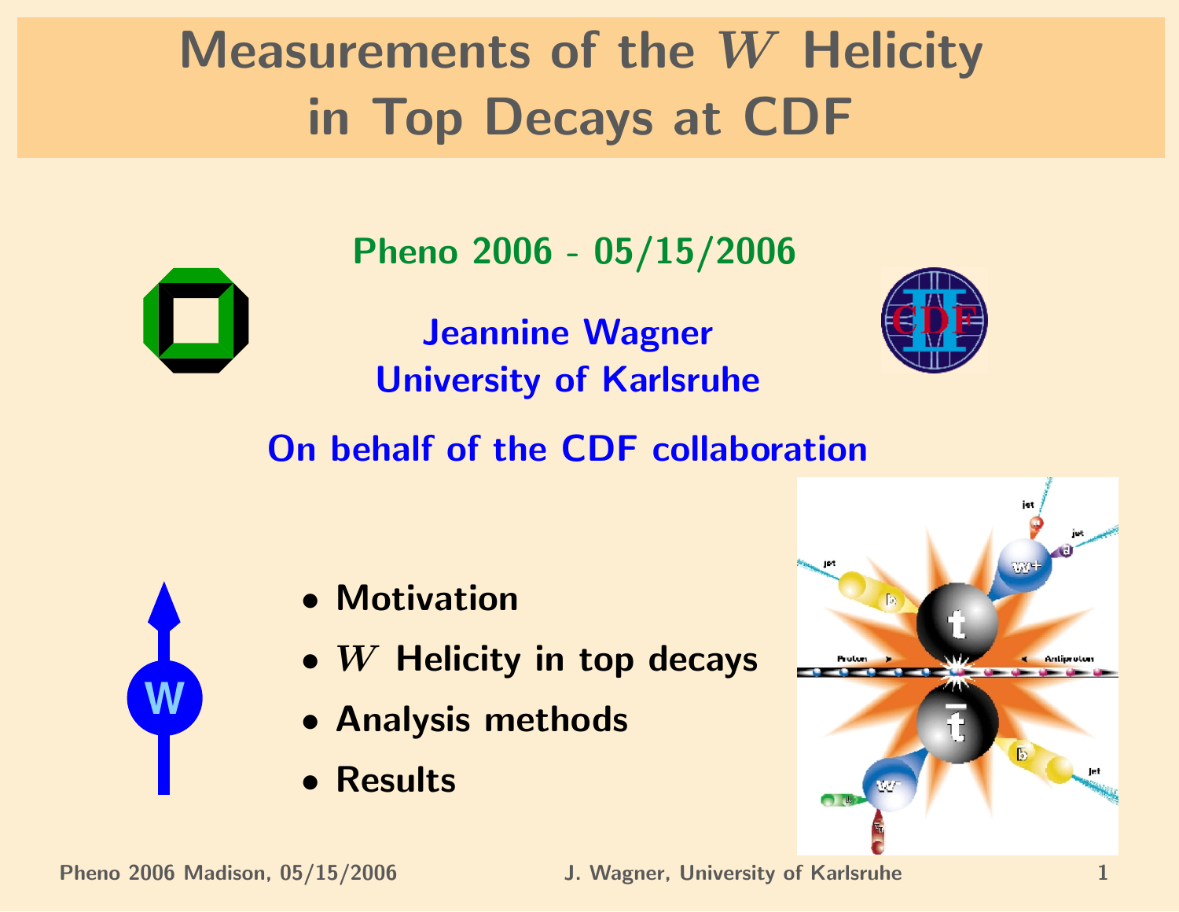# Measurements of the $W$ Helicity in Top Decays at CDF

**Pheno 2006 - 05/15/2006**

**Jeannine Wagner**
**University of Karlsruhe**

**On behalf of the CDF collaboration**

- **Motivation**
- **$W$ Helicity in top decays**
- **Analysis methods**
- **Results**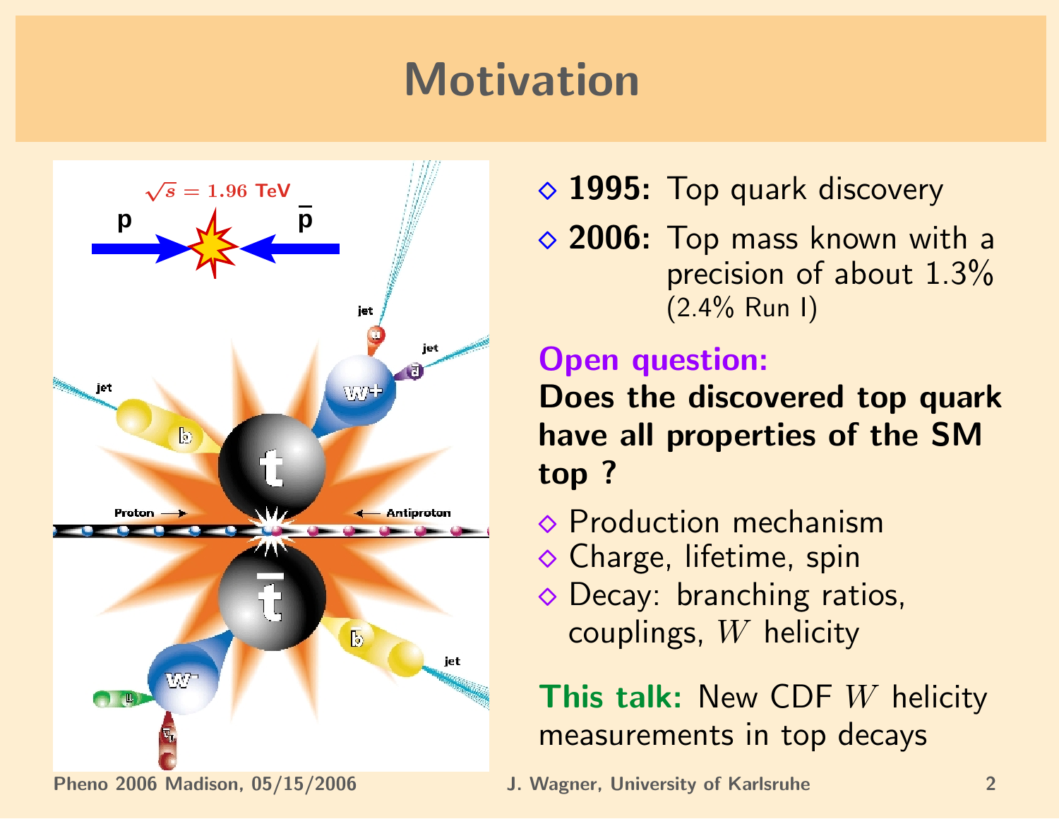# Motivation

- **1995:** Top quark discovery
- **2006:** Top mass known with a precision of about 1.3% (2.4% Run I)

**Open question:**
**Does the discovered top quark have all properties of the SM top ?**

- Production mechanism
- Charge, lifetime, spin
- Decay: branching ratios, couplings, $W$ helicity

**This talk:** New CDF $W$ helicity measurements in top decays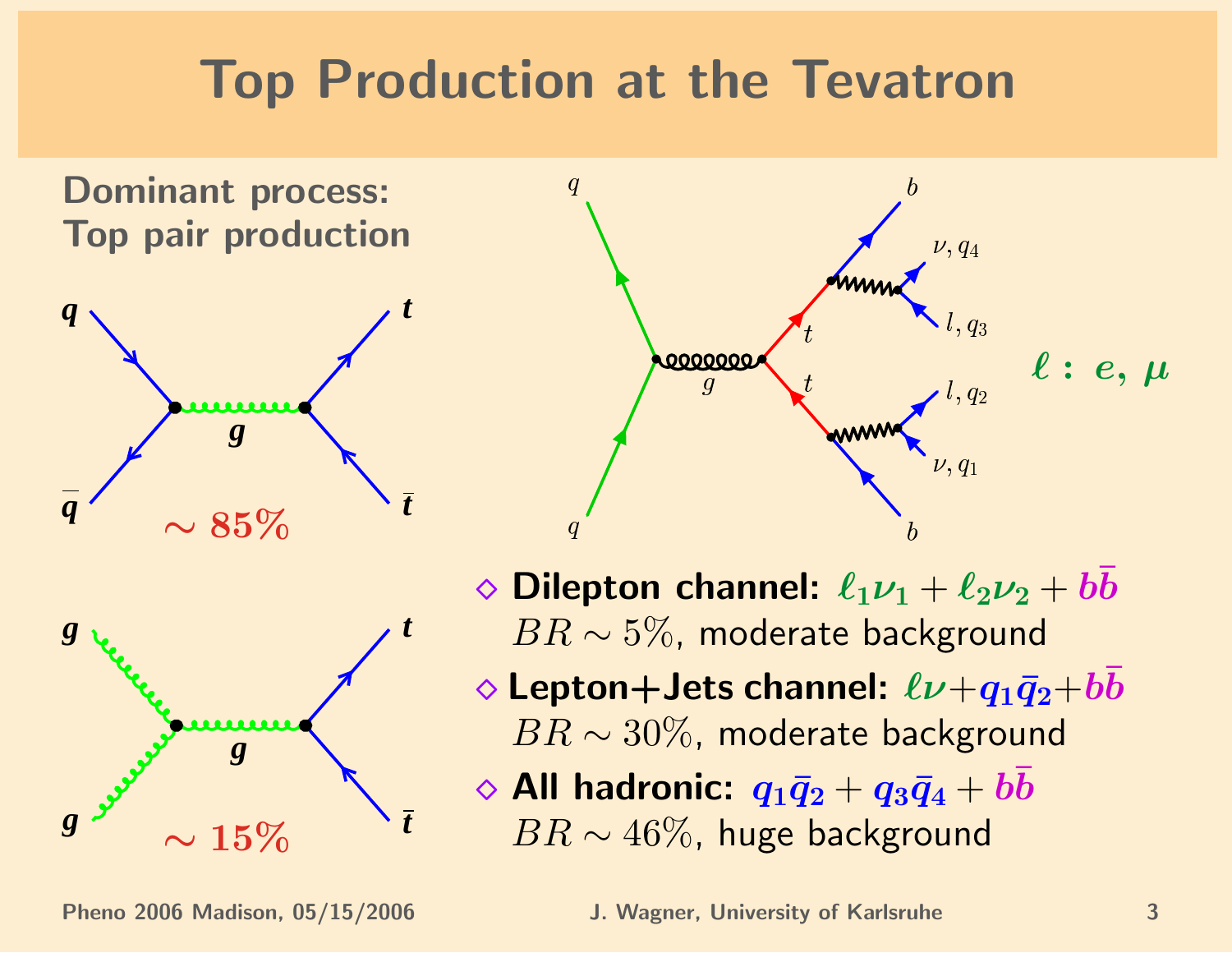# Top Production at the Tevatron

**Dominant process:**
**Top pair production**

$\sim 85\%$

$\sim 15\%$

$\ell$ : $e$, $\mu$

- **Dilepton channel:** $\ell_1\nu_1 + \ell_2\nu_2 + b\bar{b}$
  $BR \sim 5\%$, moderate background
- **Lepton+Jets channel:** $\ell\nu + q_1\bar{q}_2 + b\bar{b}$
  $BR \sim 30\%$, moderate background
- **All hadronic:** $q_1\bar{q}_2 + q_3\bar{q}_4 + b\bar{b}$
  $BR \sim 46\%$, huge background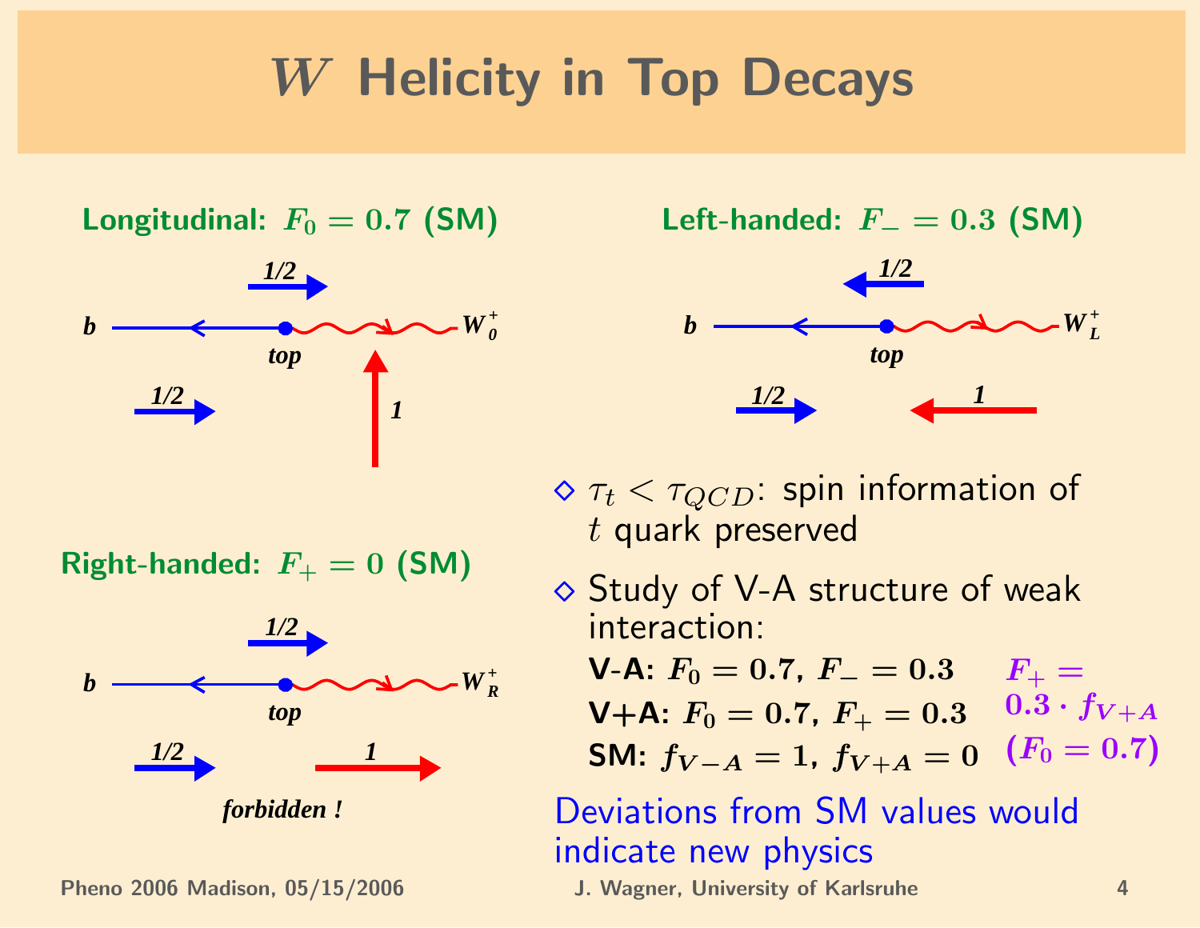# $W$ Helicity in Top Decays

**Longitudinal: $F_0 = 0.7$ (SM)**

*1/2*

*b* — *top* — $W_0^+$

*1/2* *1*

**Left-handed: $F_- = 0.3$ (SM)**

*1/2*

*b* — *top* — $W_L^+$

*1/2* *1*

**Right-handed: $F_+ = 0$ (SM)**

*1/2*

*b* — *top* — $W_R^+$

*1/2* *1*

***forbidden !***

- $\tau_t < \tau_{QCD}$: spin information of $t$ quark preserved
- Study of V-A structure of weak interaction:

  **V-A:** $F_0 = 0.7$, $F_- = 0.3$

  **V+A:** $F_0 = 0.7$, $F_+ = 0.3$

  **SM:** $f_{V-A} = 1$, $f_{V+A} = 0$

  $F_+ = 0.3 \cdot f_{V+A}$ $(F_0 = 0.7)$

Deviations from SM values would indicate new physics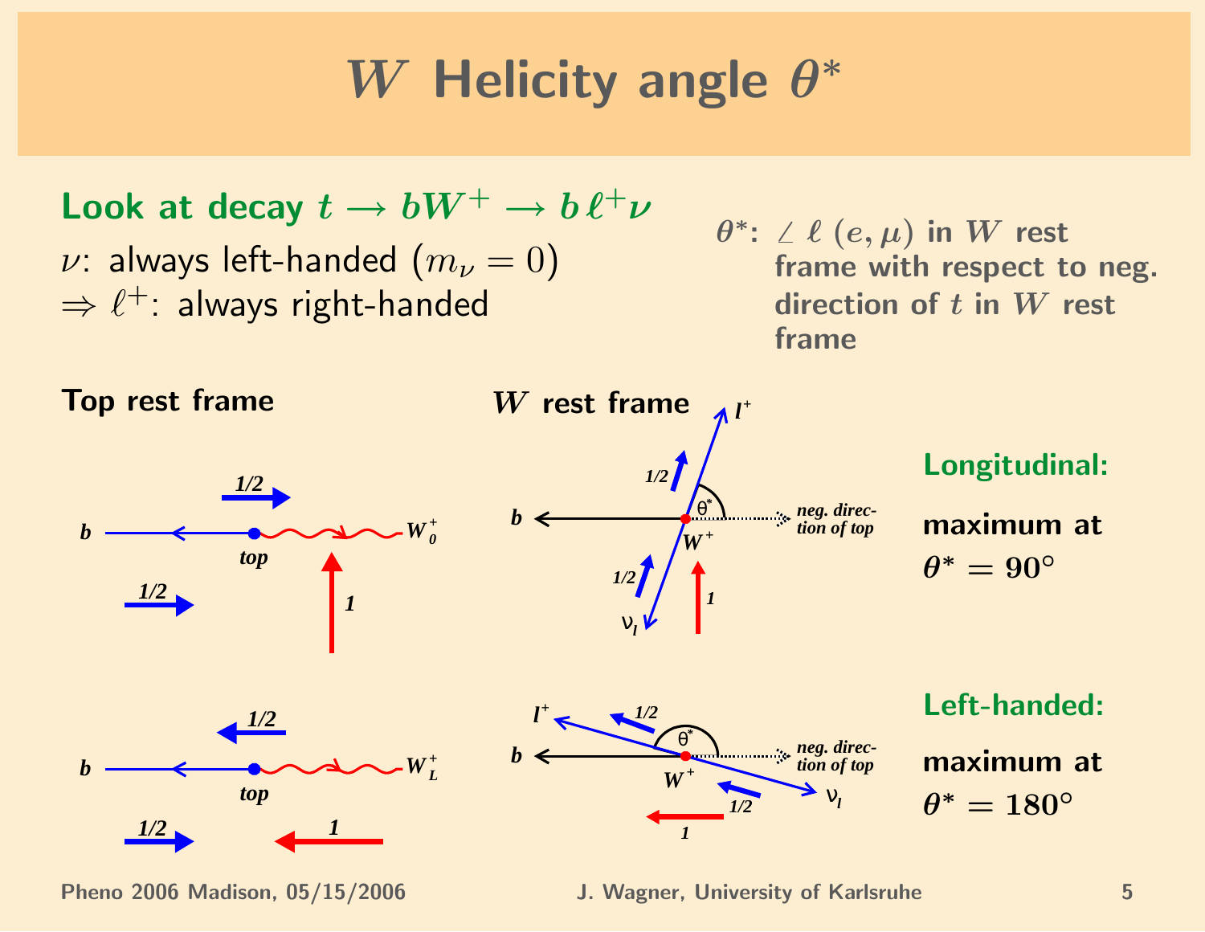# $W$ Helicity angle $\theta^*$

**Look at decay $t \rightarrow bW^+ \rightarrow b\,\ell^+\nu$**

$\nu$: always left-handed ($m_\nu = 0$)
$\Rightarrow \ell^+$: always right-handed

**$\theta^*$: $\angle\ \ell\ (e, \mu)$ in $W$ rest frame with respect to neg. direction of $t$ in $W$ rest frame**

**Top rest frame**

**$W$ rest frame**

**Longitudinal:**

**maximum at $\theta^* = 90°$**

**Left-handed:**

**maximum at $\theta^* = 180°$**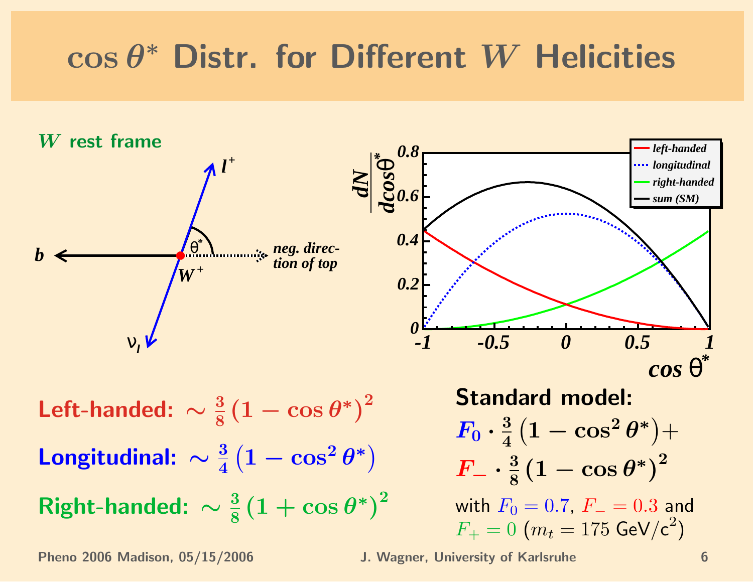# $\cos\theta^*$ Distr. for Different $W$ Helicities

**$W$ rest frame**

**Left-handed:** $\sim \frac{3}{8}\left(1-\cos\theta^*\right)^2$

**Longitudinal:** $\sim \frac{3}{4}\left(1-\cos^2\theta^*\right)$

**Right-handed:** $\sim \frac{3}{8}\left(1+\cos\theta^*\right)^2$

**Standard model:**

$$F_0 \cdot \frac{3}{4}\left(1-\cos^2\theta^*\right) + F_- \cdot \frac{3}{8}\left(1-\cos\theta^*\right)^2$$

with $F_0 = 0.7$, $F_- = 0.3$ and $F_+ = 0$ ($m_t = 175$ GeV/c$^2$)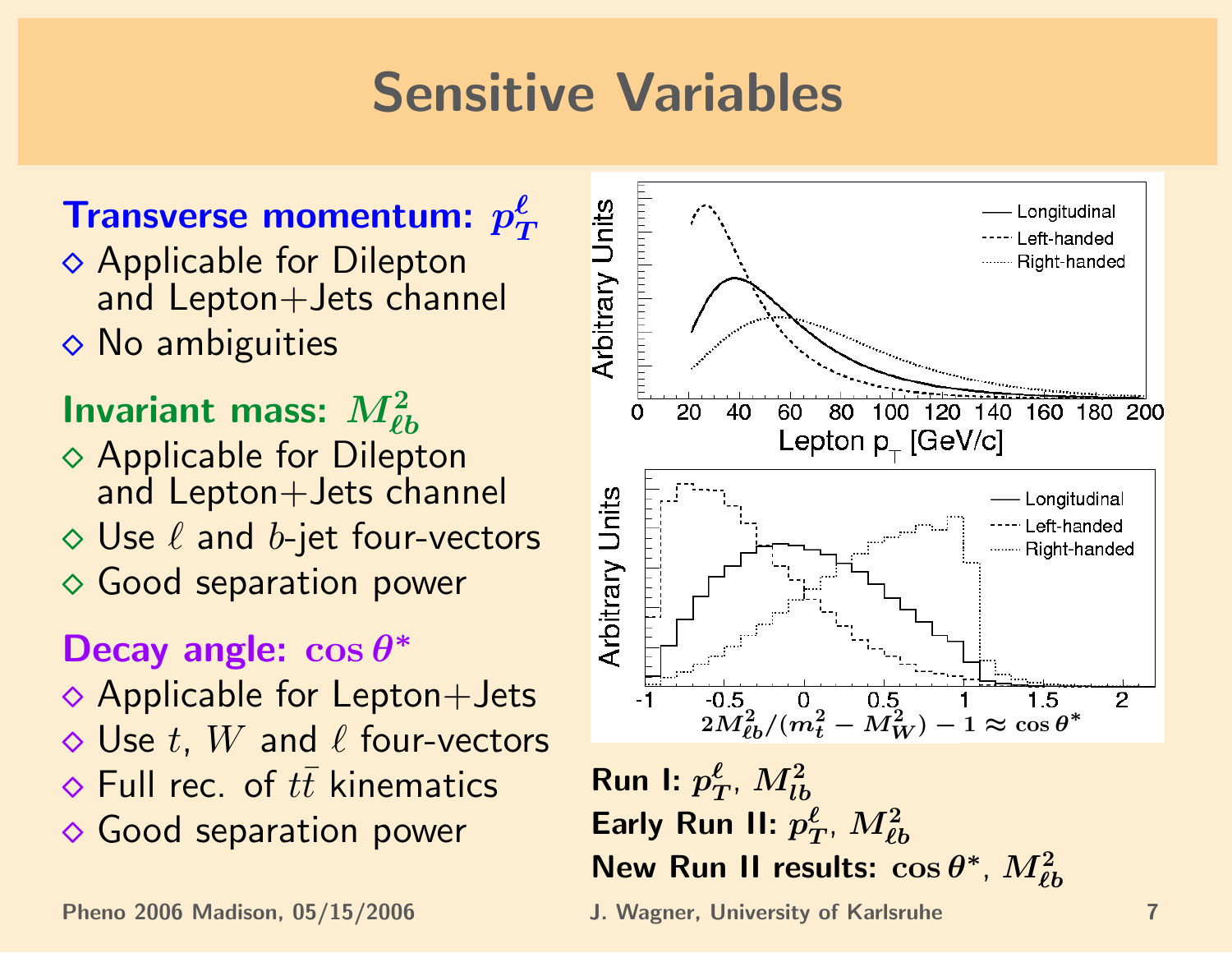# Sensitive Variables

**Transverse momentum: $p_T^\ell$**

- Applicable for Dilepton and Lepton+Jets channel
- No ambiguities

**Invariant mass: $M_{\ell b}^2$**

- Applicable for Dilepton and Lepton+Jets channel
- Use $\ell$ and $b$-jet four-vectors
- Good separation power

**Decay angle: $\cos\theta^*$**

- Applicable for Lepton+Jets
- Use $t$, $W$ and $\ell$ four-vectors
- Full rec. of $t\bar{t}$ kinematics
- Good separation power

**Run I:** $p_T^\ell$, $M_{lb}^2$

**Early Run II:** $p_T^\ell$, $M_{\ell b}^2$

**New Run II results:** $\cos\theta^*$, $M_{\ell b}^2$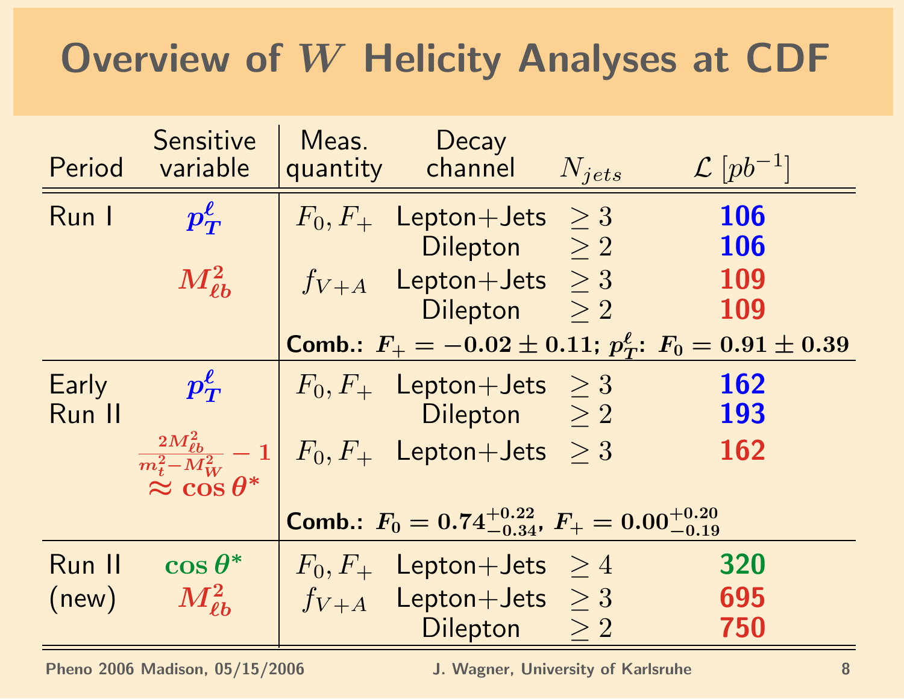# Overview of $W$ Helicity Analyses at CDF

| Period | Sensitive variable | Meas. quantity | Decay channel | $N_{jets}$ | $\mathcal{L}$ $[pb^{-1}]$ |
|---|---|---|---|---|---|
| Run I | $p_T^\ell$ | $F_0, F_+$ | Lepton+Jets | $\geq 3$ | **106** |
| | | | Dilepton | $\geq 2$ | **106** |
| | $M_{\ell b}^2$ | $f_{V+A}$ | Lepton+Jets | $\geq 3$ | **109** |
| | | | Dilepton | $\geq 2$ | **109** |
| | | **Comb.:** $F_+ = -0.02 \pm 0.11$; $p_T^\ell$: $F_0 = 0.91 \pm 0.39$ | | | |
| Early Run II | $p_T^\ell$ | $F_0, F_+$ | Lepton+Jets | $\geq 3$ | **162** |
| | | | Dilepton | $\geq 2$ | **193** |
| | $\frac{2M_{\ell b}^2}{m_t^2 - M_W^2} - 1 \approx \cos\theta^*$ | $F_0, F_+$ | Lepton+Jets | $\geq 3$ | **162** |
| | | **Comb.:** $F_0 = 0.74^{+0.22}_{-0.34}$, $F_+ = 0.00^{+0.20}_{-0.19}$ | | | |
| Run II (new) | $\cos\theta^*$ | $F_0, F_+$ | Lepton+Jets | $\geq 4$ | **320** |
| | $M_{\ell b}^2$ | $f_{V+A}$ | Lepton+Jets | $\geq 3$ | **695** |
| | | | Dilepton | $\geq 2$ | **750** |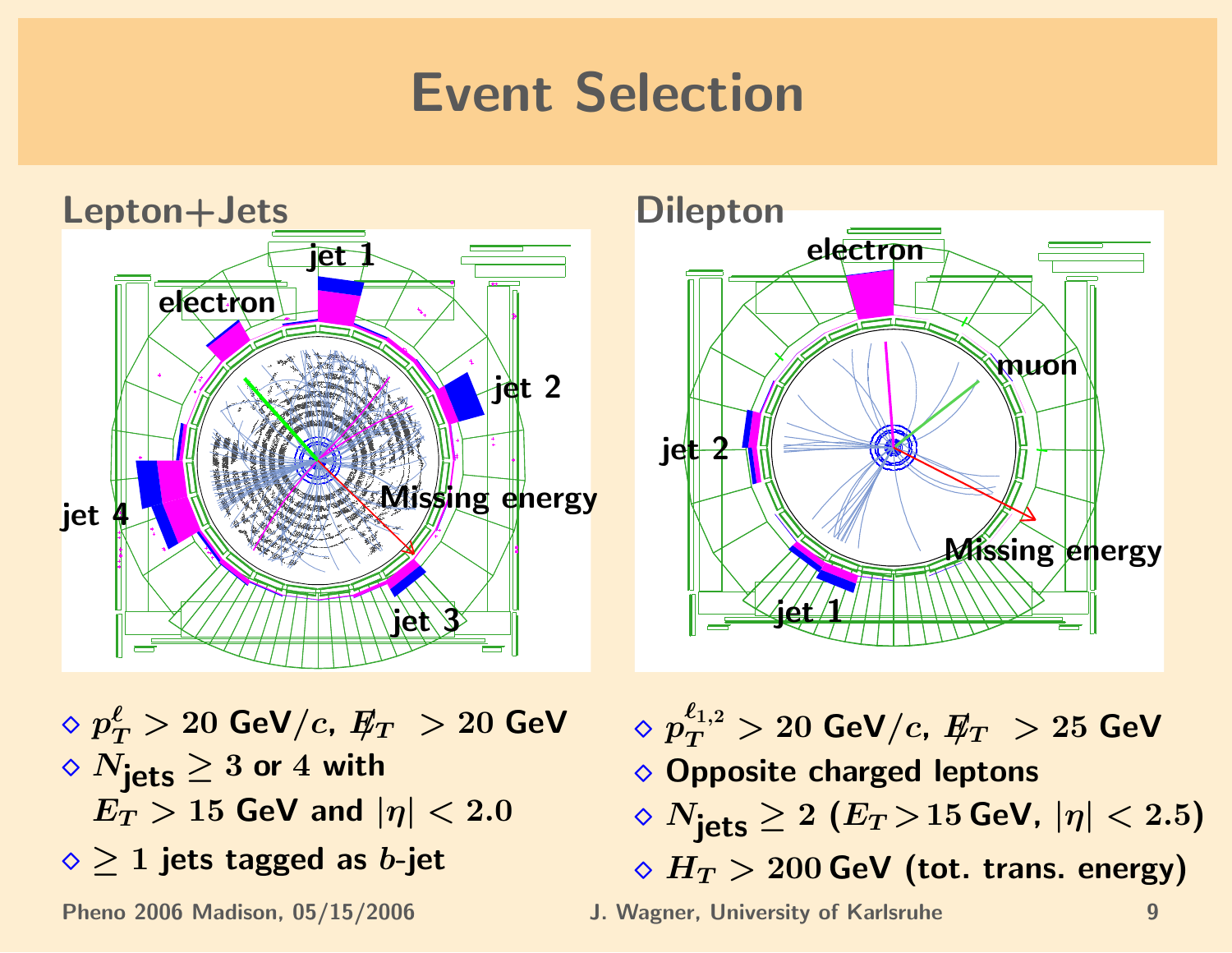# Event Selection

## Lepton+Jets

- $p_T^\ell > 20$ GeV/$c$, $\not{E}_T > 20$ GeV
- $N_{\text{jets}} \geq 3$ or $4$ with $E_T > 15$ GeV and $|\eta| < 2.0$
- $\geq 1$ jets tagged as $b$-jet

## Dilepton

- $p_T^{\ell_{1,2}} > 20$ GeV/$c$, $\not{E}_T > 25$ GeV
- Opposite charged leptons
- $N_{\text{jets}} \geq 2$ ($E_T > 15$ GeV, $|\eta| < 2.5$)
- $H_T > 200$ GeV (tot. trans. energy)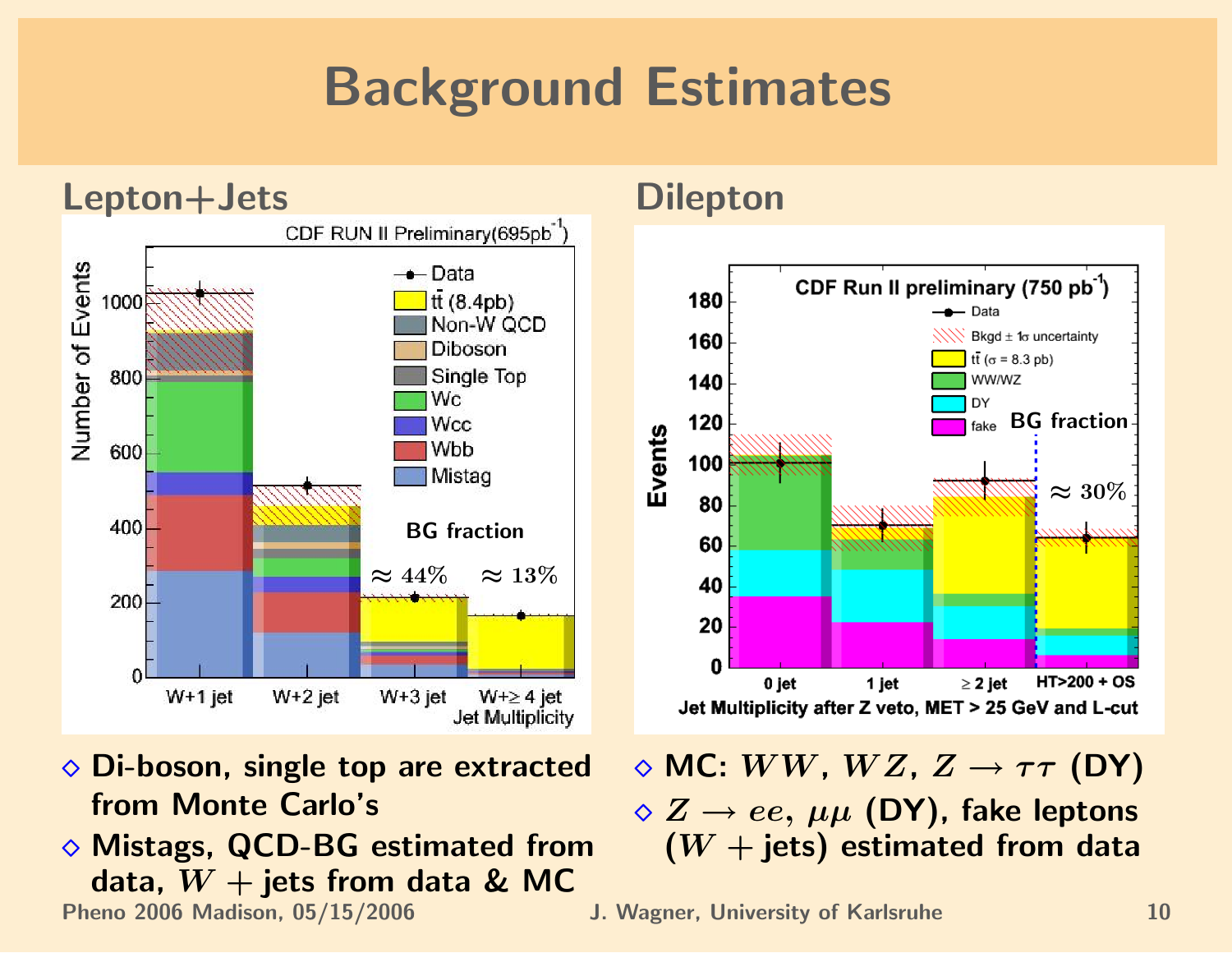# Background Estimates

## Lepton+Jets

CDF RUN II Preliminary(695pb$^{-1}$)

BG fraction: W+3 jet $\approx 44\%$, W+$\geq$4 jet $\approx 13\%$

- Di-boson, single top are extracted from Monte Carlo's
- Mistags, QCD-BG estimated from data, $W+$jets from data & MC

## Dilepton

CDF Run II preliminary (750 pb$^{-1}$)

BG fraction (HT>200 + OS): $\approx 30\%$

- MC: $WW$, $WZ$, $Z \rightarrow \tau\tau$ (DY)
- $Z \rightarrow ee$, $\mu\mu$ (DY), fake leptons ($W+$jets) estimated from data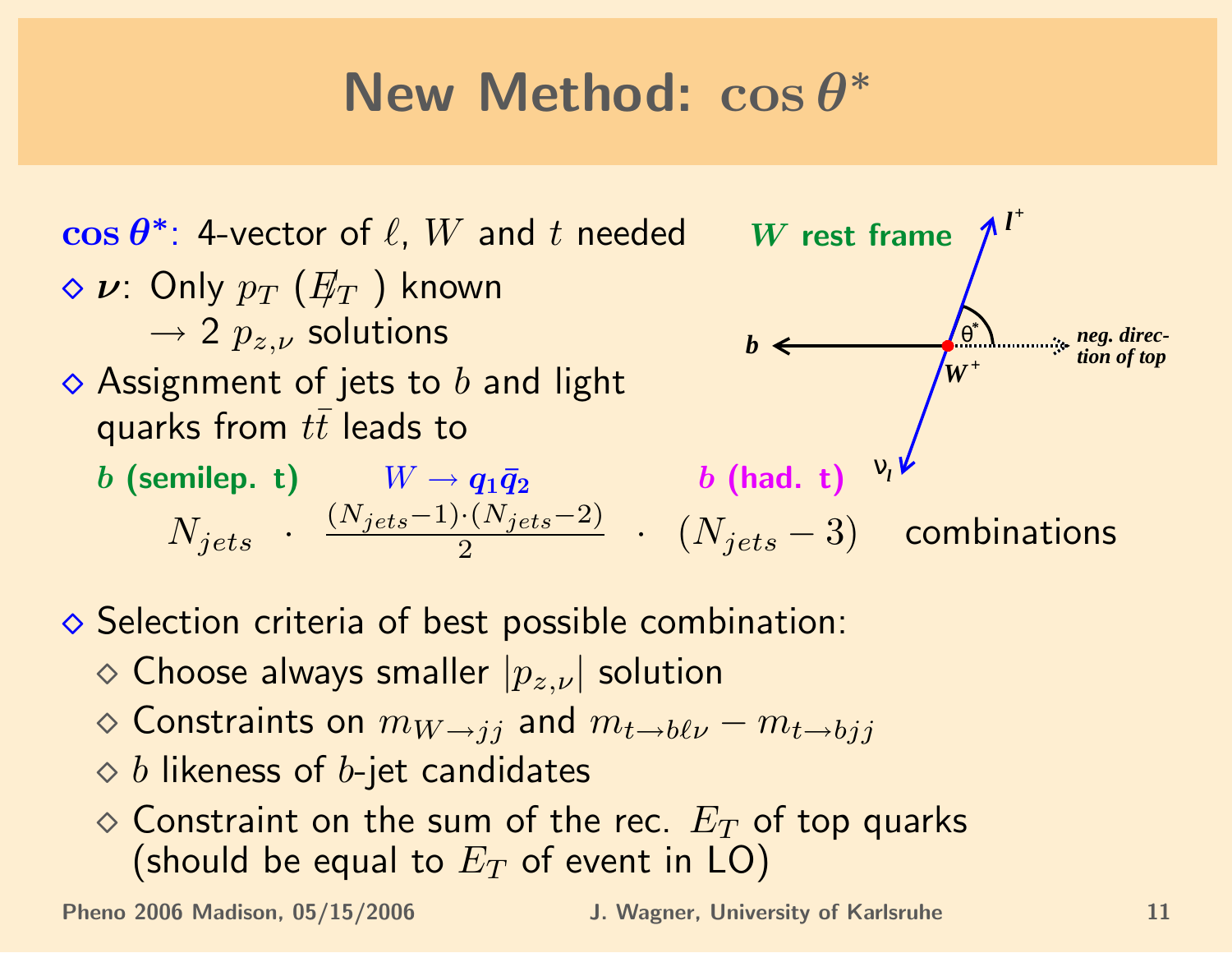# New Method: $\cos\theta^*$

**$\cos\theta^*$**: 4-vector of $\ell$, $W$ and $t$ needed

- **$\nu$**: Only $p_T$ ($\not{E}_T$) known
  $\rightarrow$ 2 $p_{z,\nu}$ solutions
- Assignment of jets to $b$ and light quarks from $t\bar{t}$ leads to

**$b$ (semilep. t)** **$W \rightarrow q_1\bar{q}_2$** **$b$ (had. t)**

$$N_{jets} \cdot \frac{(N_{jets}-1)\cdot(N_{jets}-2)}{2} \cdot (N_{jets}-3) \quad \text{combinations}$$

**$W$ rest frame**

$l^+$, $b$, $\theta^*$, neg. direction of top, $W^+$, $\nu_l$

- Selection criteria of best possible combination:
  - Choose always smaller $|p_{z,\nu}|$ solution
  - Constraints on $m_{W\rightarrow jj}$ and $m_{t\rightarrow b\ell\nu} - m_{t\rightarrow bjj}$
  - $b$ likeness of $b$-jet candidates
  - Constraint on the sum of the rec. $E_T$ of top quarks (should be equal to $E_T$ of event in LO)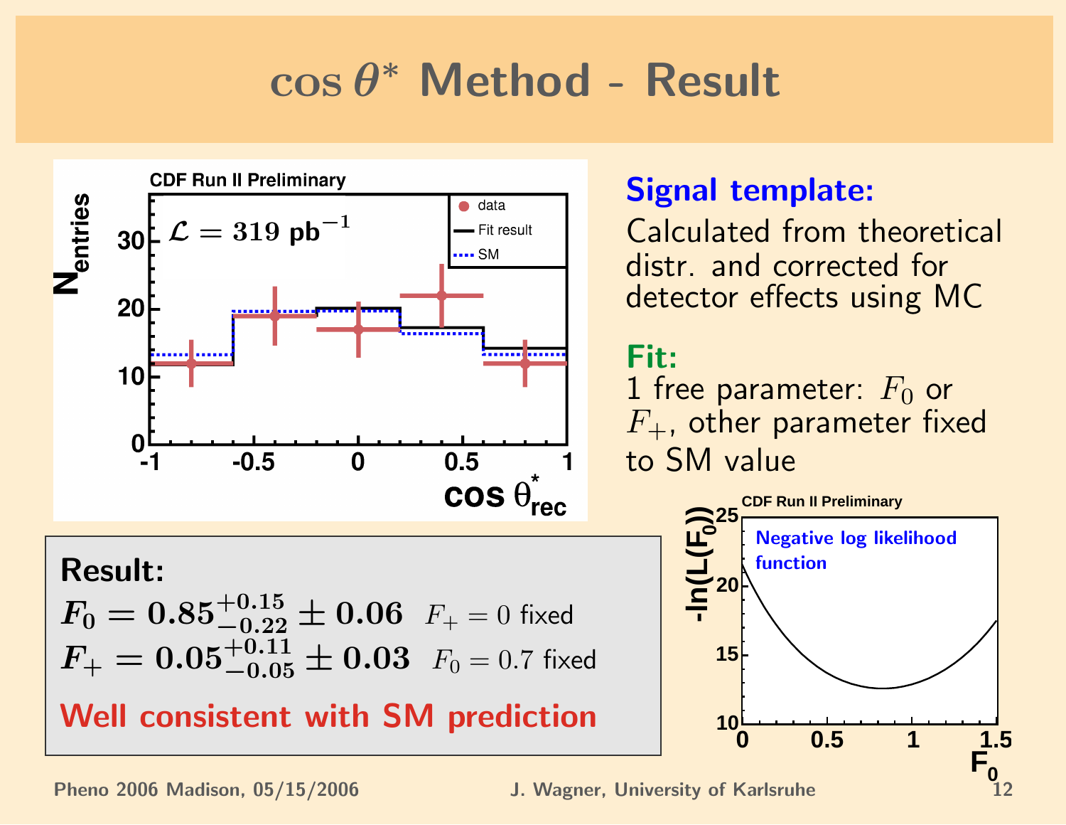# $\cos\theta^*$ Method - Result

**Signal template:**

Calculated from theoretical distr. and corrected for detector effects using MC

**Fit:**

1 free parameter: $F_0$ or $F_+$, other parameter fixed to SM value

**Result:**

$$F_0 = 0.85^{+0.15}_{-0.22} \pm 0.06 \quad F_+ = 0 \text{ fixed}$$

$$F_+ = 0.05^{+0.11}_{-0.05} \pm 0.03 \quad F_0 = 0.7 \text{ fixed}$$

**Well consistent with SM prediction**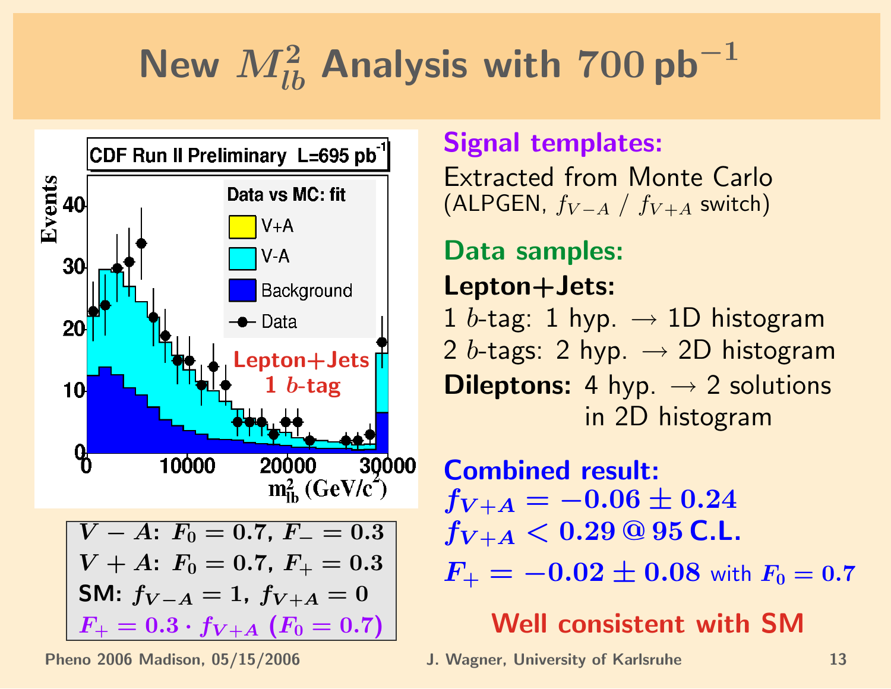# New $M_{lb}^2$ Analysis with $700\,\text{pb}^{-1}$

$V-A$: $F_0 = 0.7$, $F_- = 0.3$
$V+A$: $F_0 = 0.7$, $F_+ = 0.3$
SM: $f_{V-A} = 1$, $f_{V+A} = 0$
$F_+ = 0.3 \cdot f_{V+A}$ $(F_0 = 0.7)$

**Signal templates:**

Extracted from Monte Carlo
(ALPGEN, $f_{V-A}$ / $f_{V+A}$ switch)

**Data samples:**

**Lepton+Jets:**
1 $b$-tag: 1 hyp. $\rightarrow$ 1D histogram
2 $b$-tags: 2 hyp. $\rightarrow$ 2D histogram
**Dileptons:** 4 hyp. $\rightarrow$ 2 solutions in 2D histogram

**Combined result:**
$f_{V+A} = -0.06 \pm 0.24$
$f_{V+A} < 0.29$ @ 95 C.L.
$F_+ = -0.02 \pm 0.08$ with $F_0 = 0.7$

**Well consistent with SM**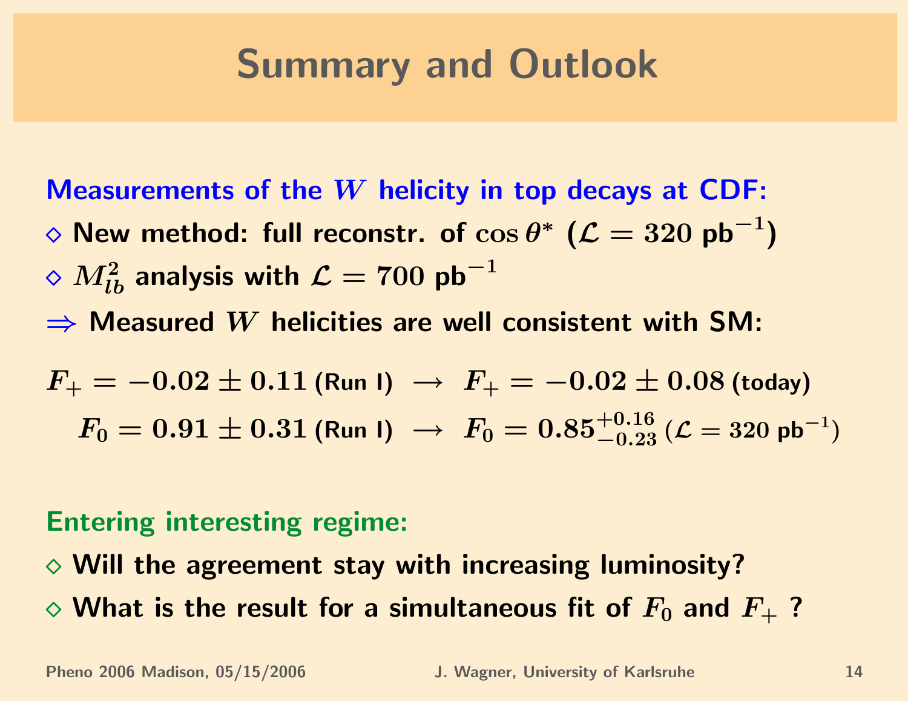# Summary and Outlook

**Measurements of the $W$ helicity in top decays at CDF:**

◇ New method: full reconstr. of $\cos\theta^*$ ($\mathcal{L} = 320$ pb$^{-1}$)

◇ $M_{lb}^2$ analysis with $\mathcal{L} = 700$ pb$^{-1}$

⇒ Measured $W$ helicities are well consistent with SM:

$$F_+ = -0.02 \pm 0.11 \text{ (Run I)} \;\rightarrow\; F_+ = -0.02 \pm 0.08 \text{ (today)}$$

$$F_0 = 0.91 \pm 0.31 \text{ (Run I)} \;\rightarrow\; F_0 = 0.85^{+0.16}_{-0.23} \; (\mathcal{L} = 320 \text{ pb}^{-1})$$

**Entering interesting regime:**

◇ Will the agreement stay with increasing luminosity?

◇ What is the result for a simultaneous fit of $F_0$ and $F_+$ ?